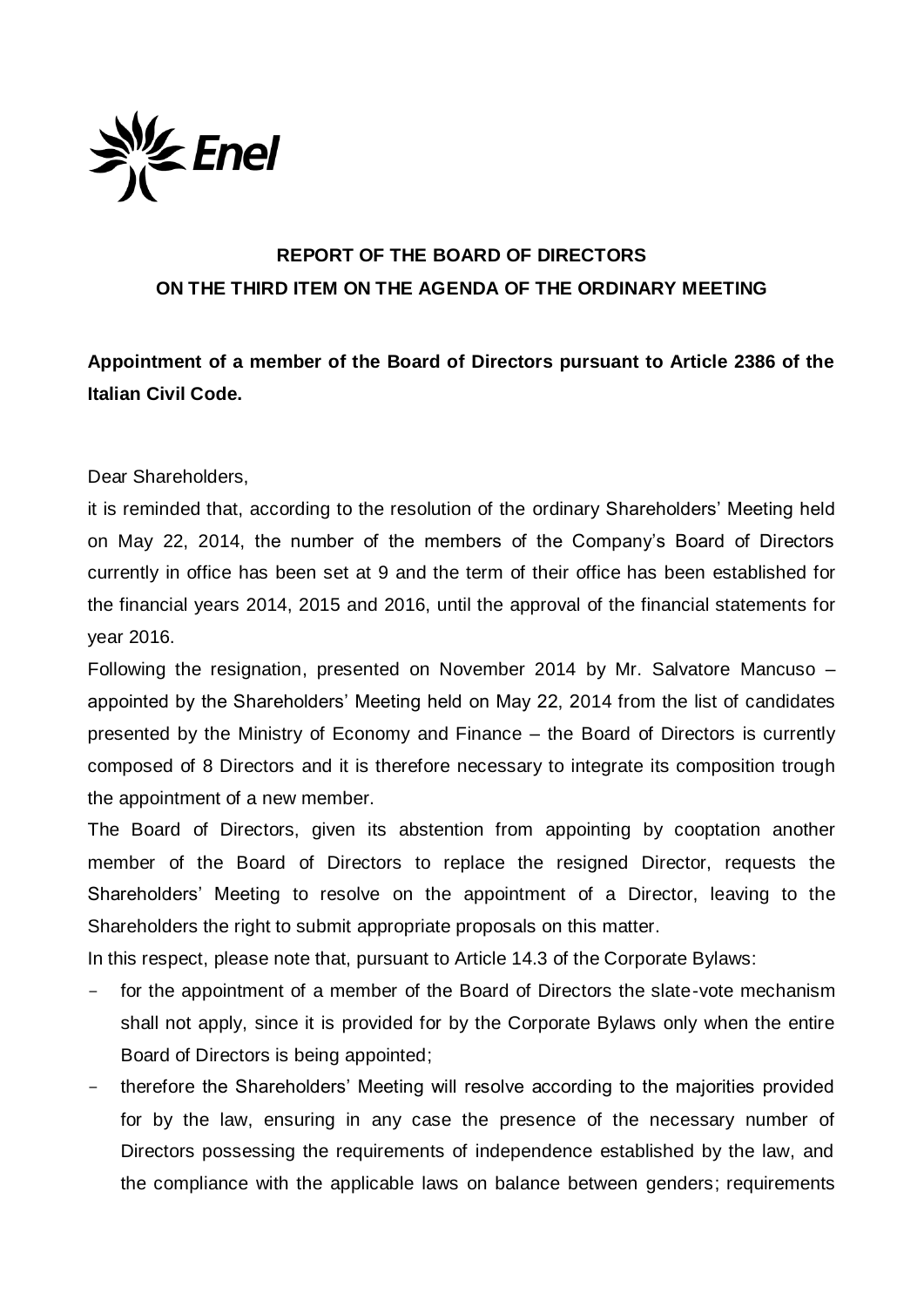# REPORT OF THE BOARD OF DIRECTORS ON THE THIRD ITEM ON THE AGENDA OF THE ORDINARY MEETING

**Appointment of a member of the Board of Directors pursuant to Article 2386 of the Italian Civil Code.**

Dear Shareholders,

it is reminded that, according to the resolution of the ordinary Shareholders' Meeting held on May 22, 2014, the number of the members of the Company's Board of Directors currently in office has been set at 9 and the term of their office has been established for the financial years 2014, 2015 and 2016, until the approval of the financial statements for year 2016.

Following the resignation, presented on November 2014 by Mr. Salvatore Mancuso – appointed by the Shareholders' Meeting held on May 22, 2014 from the list of candidates presented by the Ministry of Economy and Finance – the Board of Directors is currently composed of 8 Directors and it is therefore necessary to integrate its composition trough the appointment of a new member.

The Board of Directors, given its abstention from appointing by cooptation another member of the Board of Directors to replace the resigned Director, requests the Shareholders' Meeting to resolve on the appointment of a Director, leaving to the Shareholders the right to submit appropriate proposals on this matter.

In this respect, please note that, pursuant to Article 14.3 of the Corporate Bylaws:

- for the appointment of a member of the Board of Directors the slate-vote mechanism shall not apply, since it is provided for by the Corporate Bylaws only when the entire Board of Directors is being appointed;
- therefore the Shareholders' Meeting will resolve according to the majorities provided for by the law, ensuring in any case the presence of the necessary number of Directors possessing the requirements of independence established by the law, and the compliance with the applicable laws on balance between genders; requirements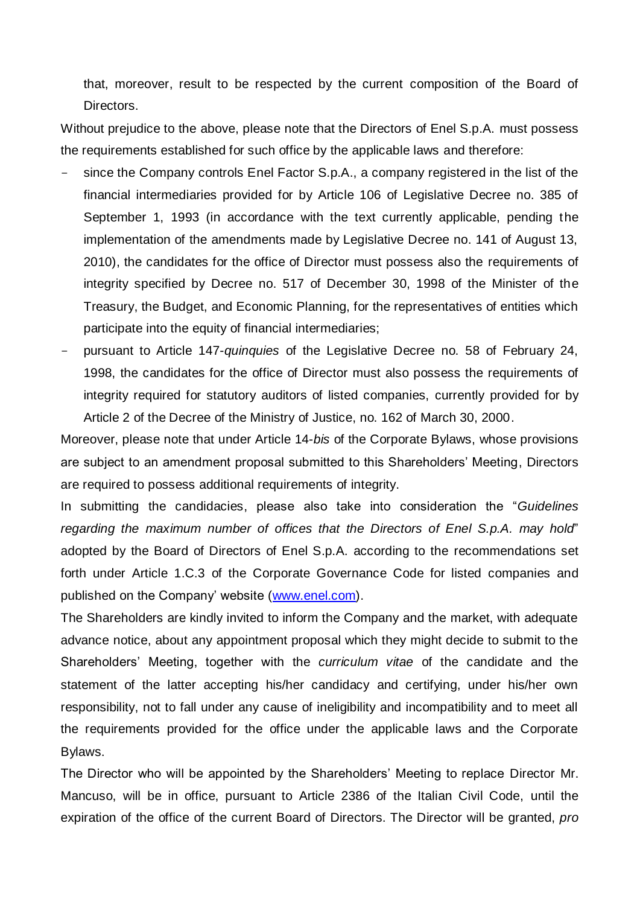that, moreover, result to be respected by the current composition of the Board of Directors.

Without prejudice to the above, please note that the Directors of Enel S.p.A. must possess the requirements established for such office by the applicable laws and therefore:

- since the Company controls Enel Factor S.p.A., a company registered in the list of the financial intermediaries provided for by Article 106 of Legislative Decree no. 385 of September 1, 1993 (in accordance with the text currently applicable, pending the implementation of the amendments made by Legislative Decree no. 141 of August 13, 2010), the candidates for the office of Director must possess also the requirements of integrity specified by Decree no. 517 of December 30, 1998 of the Minister of the Treasury, the Budget, and Economic Planning, for the representatives of entities which participate into the equity of financial intermediaries;
- pursuant to Article 147-*quinquies* of the Legislative Decree no. 58 of February 24, 1998, the candidates for the office of Director must also possess the requirements of integrity required for statutory auditors of listed companies, currently provided for by Article 2 of the Decree of the Ministry of Justice, no. 162 of March 30, 2000.

Moreover, please note that under Article 14-*bis* of the Corporate Bylaws, whose provisions are subject to an amendment proposal submitted to this Shareholders' Meeting, Directors are required to possess additional requirements of integrity.

In submitting the candidacies, please also take into consideration the "*Guidelines regarding the maximum number of offices that the Directors of Enel S.p.A. may hold*" adopted by the Board of Directors of Enel S.p.A. according to the recommendations set forth under Article 1.C.3 of the Corporate Governance Code for listed companies and published on the Company' website ([www.enel.com](www.enel.com)).

The Shareholders are kindly invited to inform the Company and the market, with adequate advance notice, about any appointment proposal which they might decide to submit to the Shareholders' Meeting, together with the *curriculum vitae* of the candidate and the statement of the latter accepting his/her candidacy and certifying, under his/her own responsibility, not to fall under any cause of ineligibility and incompatibility and to meet all the requirements provided for the office under the applicable laws and the Corporate Bylaws.

The Director who will be appointed by the Shareholders' Meeting to replace Director Mr. Mancuso, will be in office, pursuant to Article 2386 of the Italian Civil Code, until the expiration of the office of the current Board of Directors. The Director will be granted, *pro*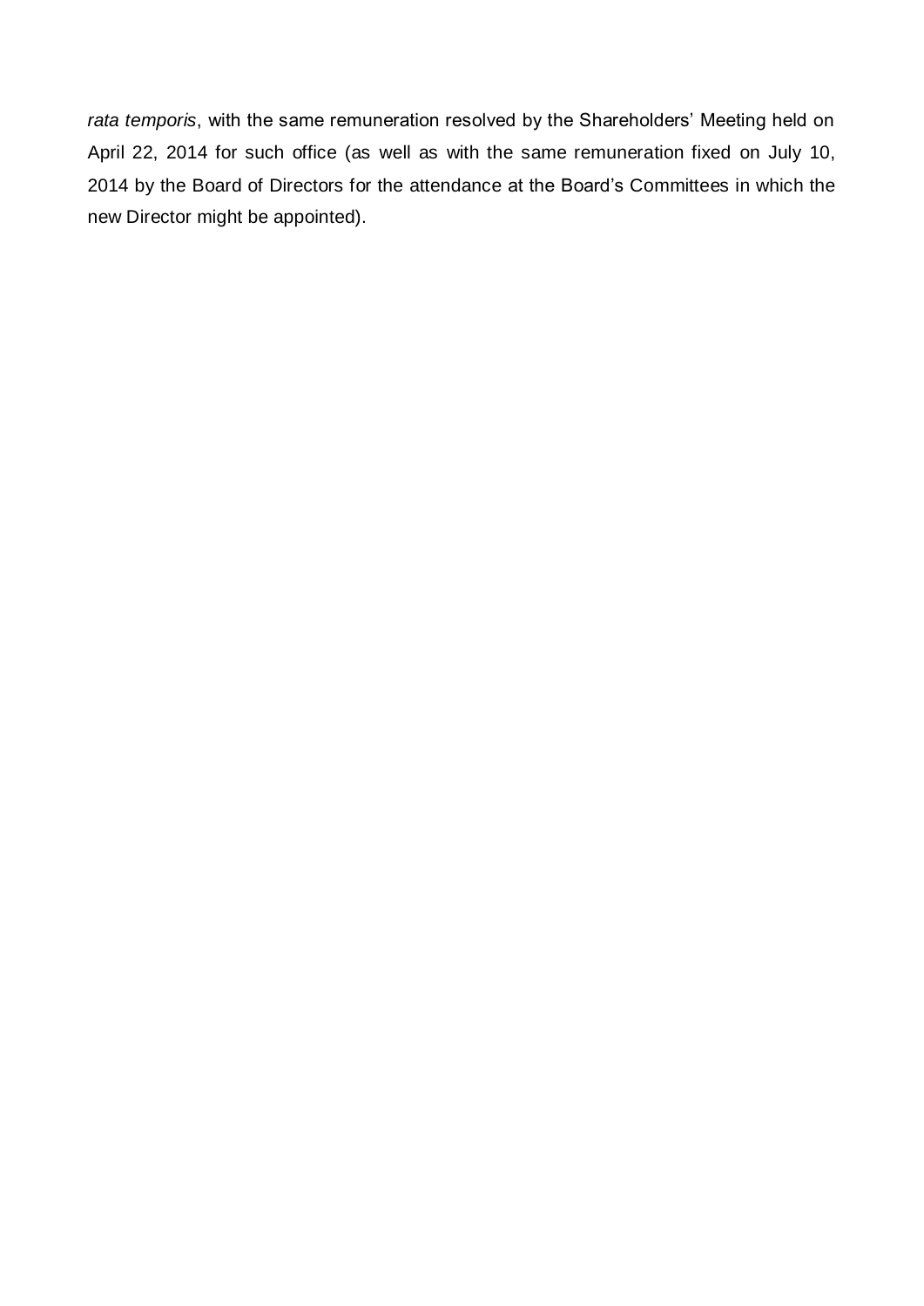*rata temporis*, with the same remuneration resolved by the Shareholders' Meeting held on April 22, 2014 for such office (as well as with the same remuneration fixed on July 10, 2014 by the Board of Directors for the attendance at the Board's Committees in which the new Director might be appointed).